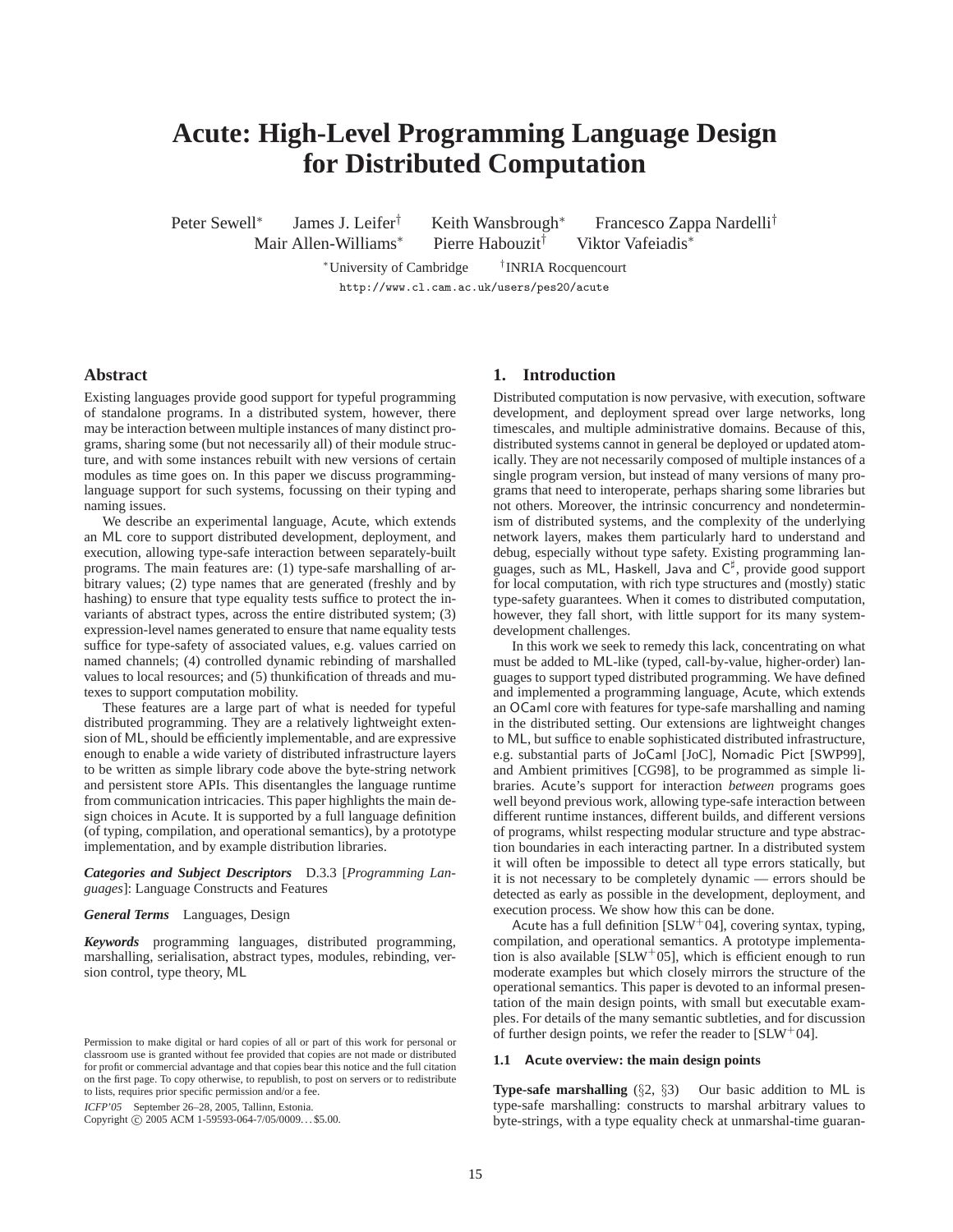# Acute: High-Level Programming Language Design for Distributed Computation

Peter Sewell[*] James J. Leifer[†] Keith Wansbrough[*] Francesco Zappa Nardelli[†]
Mair Allen-Williams[*] Pierre Habouzit[†] Viktor Vafeiadis[*]

[*]University of Cambridge [†]INRIA Rocquencourt

http://www.cl.cam.ac.uk/users/pes20/acute

## Abstract

Existing languages provide good support for typeful programming of standalone programs. In a distributed system, however, there may be interaction between multiple instances of many distinct programs, sharing some (but not necessarily all) of their module structure, and with some instances rebuilt with new versions of certain modules as time goes on. In this paper we discuss programming-language support for such systems, focussing on their typing and naming issues.

We describe an experimental language, Acute, which extends an ML core to support distributed development, deployment, and execution, allowing type-safe interaction between separately-built programs. The main features are: (1) type-safe marshalling of arbitrary values; (2) type names that are generated (freshly and by hashing) to ensure that type equality tests suffice to protect the invariants of abstract types, across the entire distributed system; (3) expression-level names generated to ensure that name equality tests suffice for type-safety of associated values, e.g. values carried on named channels; (4) controlled dynamic rebinding of marshalled values to local resources; and (5) thunkification of threads and mutexes to support computation mobility.

These features are a large part of what is needed for typeful distributed programming. They are a relatively lightweight extension of ML, should be efficiently implementable, and are expressive enough to enable a wide variety of distributed infrastructure layers to be written as simple library code above the byte-string network and persistent store APIs. This disentangles the language runtime from communication intricacies. This paper highlights the main design choices in Acute. It is supported by a full language definition (of typing, compilation, and operational semantics), by a prototype implementation, and by example distribution libraries.

***Categories and Subject Descriptors*** D.3.3 [*Programming Languages*]: Language Constructs and Features

***General Terms*** Languages, Design

***Keywords*** programming languages, distributed programming, marshalling, serialisation, abstract types, modules, rebinding, version control, type theory, ML

Permission to make digital or hard copies of all or part of this work for personal or classroom use is granted without fee provided that copies are not made or distributed for profit or commercial advantage and that copies bear this notice and the full citation on the first page. To copy otherwise, to republish, to post on servers or to redistribute to lists, requires prior specific permission and/or a fee.

*ICFP'05* September 26–28, 2005, Tallinn, Estonia.
Copyright © 2005 ACM 1-59593-064-7/05/0009…$5.00.

## 1. Introduction

Distributed computation is now pervasive, with execution, software development, and deployment spread over large networks, long timescales, and multiple administrative domains. Because of this, distributed systems cannot in general be deployed or updated atomically. They are not necessarily composed of multiple instances of a single program version, but instead of many versions of many programs that need to interoperate, perhaps sharing some libraries but not others. Moreover, the intrinsic concurrency and nondeterminism of distributed systems, and the complexity of the underlying network layers, makes them particularly hard to understand and debug, especially without type safety. Existing programming languages, such as ML, Haskell, Java and C$^\sharp$, provide good support for local computation, with rich type structures and (mostly) static type-safety guarantees. When it comes to distributed computation, however, they fall short, with little support for its many system-development challenges.

In this work we seek to remedy this lack, concentrating on what must be added to ML-like (typed, call-by-value, higher-order) languages to support typed distributed programming. We have defined and implemented a programming language, Acute, which extends an OCaml core with features for type-safe marshalling and naming in the distributed setting. Our extensions are lightweight changes to ML, but suffice to enable sophisticated distributed infrastructure, e.g. substantial parts of JoCaml [JoC], Nomadic Pict [SWP99], and Ambient primitives [CG98], to be programmed as simple libraries. Acute's support for interaction *between* programs goes well beyond previous work, allowing type-safe interaction between different runtime instances, different builds, and different versions of programs, whilst respecting modular structure and type abstraction boundaries in each interacting partner. In a distributed system it will often be impossible to detect all type errors statically, but it is not necessary to be completely dynamic — errors should be detected as early as possible in the development, deployment, and execution process. We show how this can be done.

Acute has a full definition [SLW$^+$04], covering syntax, typing, compilation, and operational semantics. A prototype implementation is also available [SLW$^+$05], which is efficient enough to run moderate examples but which closely mirrors the structure of the operational semantics. This paper is devoted to an informal presentation of the main design points, with small but executable examples. For details of the many semantic subtleties, and for discussion of further design points, we refer the reader to [SLW$^+$04].

### 1.1 Acute overview: the main design points

**Type-safe marshalling** (§2, §3) Our basic addition to ML is type-safe marshalling: constructs to marshal arbitrary values to byte-strings, with a type equality check at unmarshal-time guaran-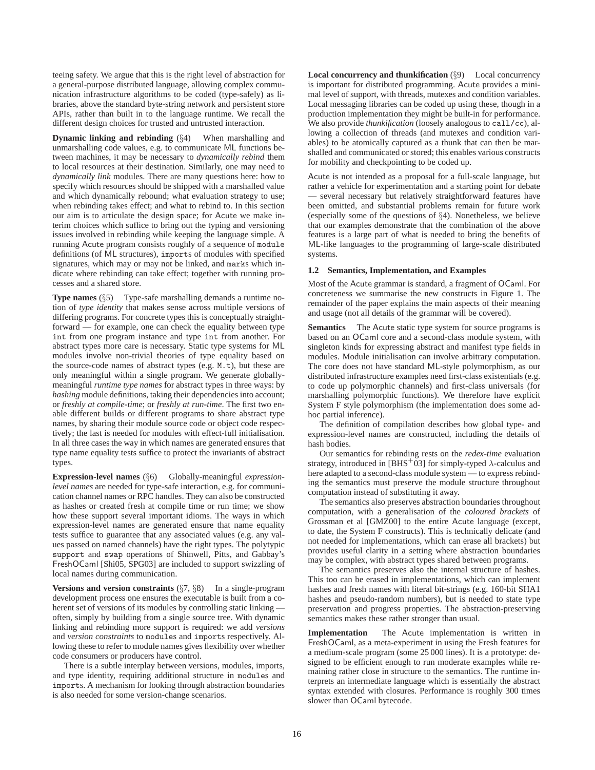teeing safety. We argue that this is the right level of abstraction for a general-purpose distributed language, allowing complex communication infrastructure algorithms to be coded (type-safely) as libraries, above the standard byte-string network and persistent store APIs, rather than built in to the language runtime. We recall the different design choices for trusted and untrusted interaction.

**Dynamic linking and rebinding** (§4) When marshalling and unmarshalling code values, e.g. to communicate ML functions between machines, it may be necessary to *dynamically rebind* them to local resources at their destination. Similarly, one may need to *dynamically link* modules. There are many questions here: how to specify which resources should be shipped with a marshalled value and which dynamically rebound; what evaluation strategy to use; when rebinding takes effect; and what to rebind to. In this section our aim is to articulate the design space; for Acute we make interim choices which suffice to bring out the typing and versioning issues involved in rebinding while keeping the language simple. A running Acute program consists roughly of a sequence of `module` definitions (of ML structures), `imports` of modules with specified signatures, which may or may not be linked, and `marks` which indicate where rebinding can take effect; together with running processes and a shared store.

**Type names** (§5) Type-safe marshalling demands a runtime notion of *type identity* that makes sense across multiple versions of differing programs. For concrete types this is conceptually straightforward — for example, one can check the equality between type `int` from one program instance and type `int` from another. For abstract types more care is necessary. Static type systems for ML modules involve non-trivial theories of type equality based on the source-code names of abstract types (e.g. `M.t`), but these are only meaningful within a single program. We generate globally-meaningful *runtime type names* for abstract types in three ways: by *hashing* module definitions, taking their dependencies into account; or *freshly at compile-time*; or *freshly at run-time*. The first two enable different builds or different programs to share abstract type names, by sharing their module source code or object code respectively; the last is needed for modules with effect-full initialisation. In all three cases the way in which names are generated ensures that type name equality tests suffice to protect the invariants of abstract types.

**Expression-level names** (§6) Globally-meaningful *expression-level names* are needed for type-safe interaction, e.g. for communication channel names or RPC handles. They can also be constructed as hashes or created fresh at compile time or run time; we show how these support several important idioms. The ways in which expression-level names are generated ensure that name equality tests suffice to guarantee that any associated values (e.g. any values passed on named channels) have the right types. The polytypic `support` and `swap` operations of Shinwell, Pitts, and Gabbay's FreshOCaml [Shi05, SPG03] are included to support swizzling of local names during communication.

**Versions and version constraints** (§7, §8) In a single-program development process one ensures the executable is built from a coherent set of versions of its modules by controlling static linking — often, simply by building from a single source tree. With dynamic linking and rebinding more support is required: we add *versions* and *version constraints* to `modules` and `imports` respectively. Allowing these to refer to module names gives flexibility over whether code consumers or producers have control.

There is a subtle interplay between versions, modules, imports, and type identity, requiring additional structure in `modules` and `imports`. A mechanism for looking through abstraction boundaries is also needed for some version-change scenarios.

**Local concurrency and thunkification** (§9) Local concurrency is important for distributed programming. Acute provides a minimal level of support, with threads, mutexes and condition variables. Local messaging libraries can be coded up using these, though in a production implementation they might be built-in for performance. We also provide *thunkification* (loosely analogous to `call/cc`), allowing a collection of threads (and mutexes and condition variables) to be atomically captured as a thunk that can then be marshalled and communicated or stored; this enables various constructs for mobility and checkpointing to be coded up.

Acute is not intended as a proposal for a full-scale language, but rather a vehicle for experimentation and a starting point for debate — several necessary but relatively straightforward features have been omitted, and substantial problems remain for future work (especially some of the questions of §4). Nonetheless, we believe that our examples demonstrate that the combination of the above features is a large part of what is needed to bring the benefits of ML-like languages to the programming of large-scale distributed systems.

### 1.2 Semantics, Implementation, and Examples

Most of the Acute grammar is standard, a fragment of OCaml. For concreteness we summarise the new constructs in Figure 1. The remainder of the paper explains the main aspects of their meaning and usage (not all details of the grammar will be covered).

**Semantics** The Acute static type system for source programs is based on an OCaml core and a second-class module system, with singleton kinds for expressing abstract and manifest type fields in modules. Module initialisation can involve arbitrary computation. The core does not have standard ML-style polymorphism, as our distributed infrastructure examples need first-class existentials (e.g. to code up polymorphic channels) and first-class universals (for marshalling polymorphic functions). We therefore have explicit System F style polymorphism (the implementation does some ad-hoc partial inference).

The definition of compilation describes how global type- and expression-level names are constructed, including the details of hash bodies.

Our semantics for rebinding rests on the *redex-time* evaluation strategy, introduced in [BHS[+]03] for simply-typed $\lambda$-calculus and here adapted to a second-class module system — to express rebinding the semantics must preserve the module structure throughout computation instead of substituting it away.

The semantics also preserves abstraction boundaries throughout computation, with a generalisation of the *coloured brackets* of Grossman et al [GMZ00] to the entire Acute language (except, to date, the System F constructs). This is technically delicate (and not needed for implementations, which can erase all brackets) but provides useful clarity in a setting where abstraction boundaries may be complex, with abstract types shared between programs.

The semantics preserves also the internal structure of hashes. This too can be erased in implementations, which can implement hashes and fresh names with literal bit-strings (e.g. 160-bit SHA1 hashes and pseudo-random numbers), but is needed to state type preservation and progress properties. The abstraction-preserving semantics makes these rather stronger than usual.

**Implementation** The Acute implementation is written in FreshOCaml, as a meta-experiment in using the Fresh features for a medium-scale program (some 25 000 lines). It is a prototype: designed to be efficient enough to run moderate examples while remaining rather close in structure to the semantics. The runtime interprets an intermediate language which is essentially the abstract syntax extended with closures. Performance is roughly 300 times slower than OCaml bytecode.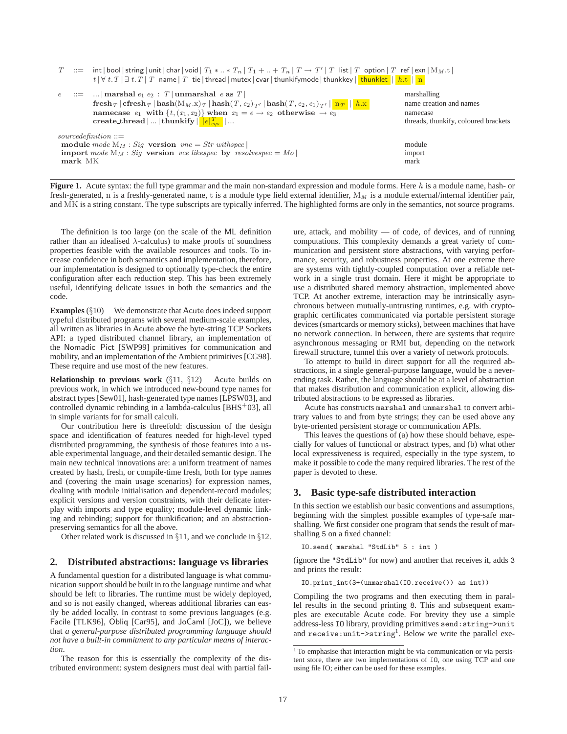$T ::=$ int | bool | string | unit | char | void | $T_1 * .. * T_n$ | $T_1 + .. + T_n$ | $T \to T'$ | $T$ list | $T$ option | $T$ ref | exn | $\mathrm{M}_M.\mathrm{t}$ |
$\quad t$ | $\forall\, t.T$ | $\exists\, t.T$ | $T$ name | $T$ tie | thread | mutex | cvar | thunkifymode | thunkkey | thunklet | $h.\mathrm{t}$ | $\mathrm{n}$

$e ::=$ ... | **marshal** $e_1\ e_2 : T$ | **unmarshal** $e$ **as** $T$ | — marshalling
$\quad$ **fresh**$_T$ | **cfresh**$_T$ | **hash**$(\mathrm{M}_M.\mathrm{x})_T$ | **hash**$(T, e_2)_{T'}$ | **hash**$(T, e_2, e_1)_{T'}$ | $\mathrm{n}_T$ | $h.\mathrm{x}$ — name creation and names
$\quad$ **namecase** $e_1$ **with** $\{t, (x_1, x_2)\}$ **when** $x_1 = e \to e_2$ **otherwise** $\to e_3$ | — namecase
$\quad$ **create_thread** | ... | **thunkify** | $[e]^T_{eqs}$ | ... — threads, thunkify, coloured brackets

*sourcedefinition* ::=
**module** *mode* $\mathrm{M}_M$ : *Sig* **version** *vne* = *Str withspec* | — module
**import** *mode* $\mathrm{M}_M$ : *Sig* **version** *vce likespec* **by** *resolvespec* = *Mo* | — import
**mark** MK — mark

**Figure 1.** Acute syntax: the full type grammar and the main non-standard expression and module forms. Here $h$ is a module name, hash- or fresh-generated, n is a freshly-generated name, t is a module type field external identifier, $\mathrm{M}_M$ is a module external/internal identifier pair, and MK is a string constant. The type subscripts are typically inferred. The highlighted forms are only in the semantics, not source programs.

The definition is too large (on the scale of the ML definition rather than an idealised $\lambda$-calculus) to make proofs of soundness properties feasible with the available resources and tools. To increase confidence in both semantics and implementation, therefore, our implementation is designed to optionally type-check the entire configuration after each reduction step. This has been extremely useful, identifying delicate issues in both the semantics and the code.

**Examples** (§10) We demonstrate that Acute does indeed support typeful distributed programs with several medium-scale examples, all written as libraries in Acute above the byte-string TCP Sockets API: a typed distributed channel library, an implementation of the Nomadic Pict [SWP99] primitives for communication and mobility, and an implementation of the Ambient primitives [CG98]. These require and use most of the new features.

**Relationship to previous work** (§11, §12) Acute builds on previous work, in which we introduced new-bound type names for abstract types [Sew01], hash-generated type names [LPSW03], and controlled dynamic rebinding in a lambda-calculus [BHS[+]03], all in simple variants for for small calculi.

Our contribution here is threefold: discussion of the design space and identification of features needed for high-level typed distributed programming, the synthesis of those features into a usable experimental language, and their detailed semantic design. The main new technical innovations are: a uniform treatment of names created by hash, fresh, or compile-time fresh, both for type names and (covering the main usage scenarios) for expression names, dealing with module initialisation and dependent-record modules; explicit versions and version constraints, with their delicate interplay with imports and type equality; module-level dynamic linking and rebinding; support for thunkification; and an abstraction-preserving semantics for all the above.

Other related work is discussed in §11, and we conclude in §12.

## 2. Distributed abstractions: language vs libraries

A fundamental question for a distributed language is what communication support should be built in to the language runtime and what should be left to libraries. The runtime must be widely deployed, and so is not easily changed, whereas additional libraries can easily be added locally. In contrast to some previous languages (e.g. Facile [TLK96], Obliq [Car95], and JoCaml [JoC]), we believe that *a general-purpose distributed programming language should not have a built-in commitment to any particular means of interaction*.

The reason for this is essentially the complexity of the distributed environment: system designers must deal with partial failure, attack, and mobility — of code, of devices, and of running computations. This complexity demands a great variety of communication and persistent store abstractions, with varying performance, security, and robustness properties. At one extreme there are systems with tightly-coupled computation over a reliable network in a single trust domain. Here it might be appropriate to use a distributed shared memory abstraction, implemented above TCP. At another extreme, interaction may be intrinsically asynchronous between mutually-untrusting runtimes, e.g. with cryptographic certificates communicated via portable persistent storage devices (smartcards or memory sticks), between machines that have no network connection. In between, there are systems that require asynchronous messaging or RMI but, depending on the network firewall structure, tunnel this over a variety of network protocols.

To attempt to build in direct support for all the required abstractions, in a single general-purpose language, would be a never-ending task. Rather, the language should be at a level of abstraction that makes distribution and communication explicit, allowing distributed abstractions to be expressed as libraries.

Acute has constructs `marshal` and `unmarshal` to convert arbitrary values to and from byte strings; they can be used above any byte-oriented persistent storage or communication APIs.

This leaves the questions of (a) how these should behave, especially for values of functional or abstract types, and (b) what other local expressiveness is required, especially in the type system, to make it possible to code the many required libraries. The rest of the paper is devoted to these.

## 3. Basic type-safe distributed interaction

In this section we establish our basic conventions and assumptions, beginning with the simplest possible examples of type-safe marshalling. We first consider one program that sends the result of marshalling 5 on a fixed channel:

```
IO.send( marshal "StdLib" 5 : int )
```

(ignore the `"StdLib"` for now) and another that receives it, adds 3 and prints the result:

```
IO.print_int(3+(unmarshal(IO.receive()) as int))
```

Compiling the two programs and then executing them in parallel results in the second printing 8. This and subsequent examples are executable Acute code. For brevity they use a simple address-less `IO` library, providing primitives `send:string->unit` and `receive:unit->string`[1]. Below we write the parallel exe-

[1] To emphasise that interaction might be via communication or via persistent store, there are two implementations of IO, one using TCP and one using file IO; either can be used for these examples.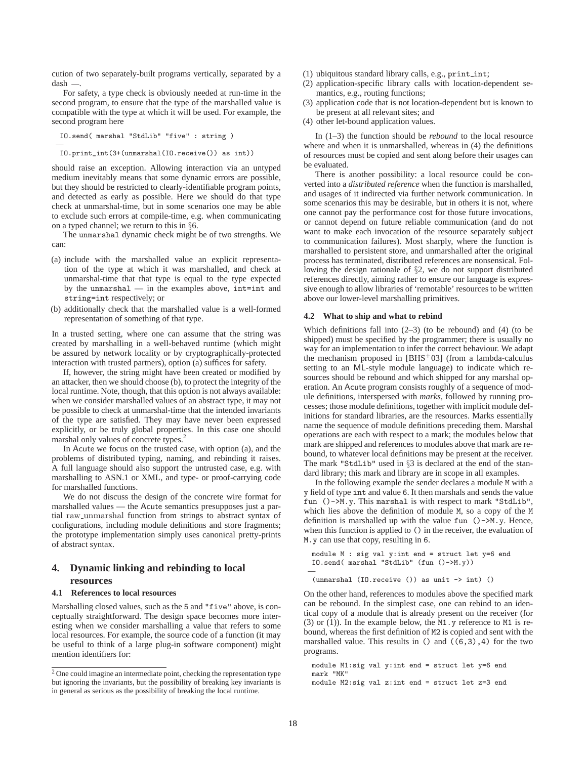cution of two separately-built programs vertically, separated by a dash —.

For safety, a type check is obviously needed at run-time in the second program, to ensure that the type of the marshalled value is compatible with the type at which it will be used. For example, the second program here

```
IO.send( marshal "StdLib" "five" : string )
—
IO.print_int(3+(unmarshal(IO.receive()) as int))
```

should raise an exception. Allowing interaction via an untyped medium inevitably means that some dynamic errors are possible, but they should be restricted to clearly-identifiable program points, and detected as early as possible. Here we should do that type check at unmarshal-time, but in some scenarios one may be able to exclude such errors at compile-time, e.g. when communicating on a typed channel; we return to this in §6.

The `unmarshal` dynamic check might be of two strengths. We can:

(a) include with the marshalled value an explicit representation of the type at which it was marshalled, and check at unmarshal-time that that type is equal to the type expected by the `unmarshal` — in the examples above, `int=int` and `string=int` respectively; or

(b) additionally check that the marshalled value is a well-formed representation of something of that type.

In a trusted setting, where one can assume that the string was created by marshalling in a well-behaved runtime (which might be assured by network locality or by cryptographically-protected interaction with trusted partners), option (a) suffices for safety.

If, however, the string might have been created or modified by an attacker, then we should choose (b), to protect the integrity of the local runtime. Note, though, that this option is not always available: when we consider marshalled values of an abstract type, it may not be possible to check at unmarshal-time that the intended invariants of the type are satisfied. They may have never been expressed explicitly, or be truly global properties. In this case one should marshal only values of concrete types.[2]

In Acute we focus on the trusted case, with option (a), and the problems of distributed typing, naming, and rebinding it raises. A full language should also support the untrusted case, e.g. with marshalling to ASN.1 or XML, and type- or proof-carrying code for marshalled functions.

We do not discuss the design of the concrete wire format for marshalled values — the Acute semantics presupposes just a partial raw_unmarshal function from strings to abstract syntax of configurations, including module definitions and store fragments; the prototype implementation simply uses canonical pretty-prints of abstract syntax.

## 4. Dynamic linking and rebinding to local resources

### 4.1 References to local resources

Marshalling closed values, such as the `5` and `"five"` above, is conceptually straightforward. The design space becomes more interesting when we consider marshalling a value that refers to some local resources. For example, the source code of a function (it may be useful to think of a large plug-in software component) might mention identifiers for:

(1) ubiquitous standard library calls, e.g., `print_int`;
(2) application-specific library calls with location-dependent semantics, e.g., routing functions;
(3) application code that is not location-dependent but is known to be present at all relevant sites; and
(4) other let-bound application values.

In (1–3) the function should be *rebound* to the local resource where and when it is unmarshalled, whereas in (4) the definitions of resources must be copied and sent along before their usages can be evaluated.

There is another possibility: a local resource could be converted into a *distributed reference* when the function is marshalled, and usages of it indirected via further network communication. In some scenarios this may be desirable, but in others it is not, where one cannot pay the performance cost for those future invocations, or cannot depend on future reliable communication (and do not want to make each invocation of the resource separately subject to communication failures). Most sharply, where the function is marshalled to persistent store, and unmarshalled after the original process has terminated, distributed references are nonsensical. Following the design rationale of §2, we do not support distributed references directly, aiming rather to ensure our language is expressive enough to allow libraries of 'remotable' resources to be written above our lower-level marshalling primitives.

### 4.2 What to ship and what to rebind

Which definitions fall into (2–3) (to be rebound) and (4) (to be shipped) must be specified by the programmer; there is usually no way for an implementation to infer the correct behaviour. We adapt the mechanism proposed in [BHS+03] (from a lambda-calculus setting to an ML-style module language) to indicate which resources should be rebound and which shipped for any marshal operation. An Acute program consists roughly of a sequence of module definitions, interspersed with *marks*, followed by running processes; those module definitions, together with implicit module definitions for standard libraries, are the resources. Marks essentially name the sequence of module definitions preceding them. Marshal operations are each with respect to a mark; the modules below that mark are shipped and references to modules above that mark are rebound, to whatever local definitions may be present at the receiver. The mark `"StdLib"` used in §3 is declared at the end of the standard library; this mark and library are in scope in all examples.

In the following example the sender declares a module `M` with a `y` field of type `int` and value `6`. It then marshals and sends the value `fun ()->M.y`. This `marshal` is with respect to mark `"StdLib"`, which lies above the definition of module `M`, so a copy of the `M` definition is marshalled up with the value `fun ()->M.y`. Hence, when this function is applied to `()` in the receiver, the evaluation of `M.y` can use that copy, resulting in `6`.

```
module M : sig val y:int end = struct let y=6 end
IO.send( marshal "StdLib" (fun ()->M.y))
—
(unmarshal (IO.receive ()) as unit -> int) ()
```

On the other hand, references to modules above the specified mark can be rebound. In the simplest case, one can rebind to an identical copy of a module that is already present on the receiver (for (3) or (1)). In the example below, the `M1.y` reference to `M1` is rebound, whereas the first definition of `M2` is copied and sent with the marshalled value. This results in `()` and `((6,3),4)` for the two programs.

```
module M1:sig val y:int end = struct let y=6 end
mark "MK"
module M2:sig val z:int end = struct let z=3 end
```

[2] One could imagine an intermediate point, checking the representation type but ignoring the invariants, but the possibility of breaking key invariants is in general as serious as the possibility of breaking the local runtime.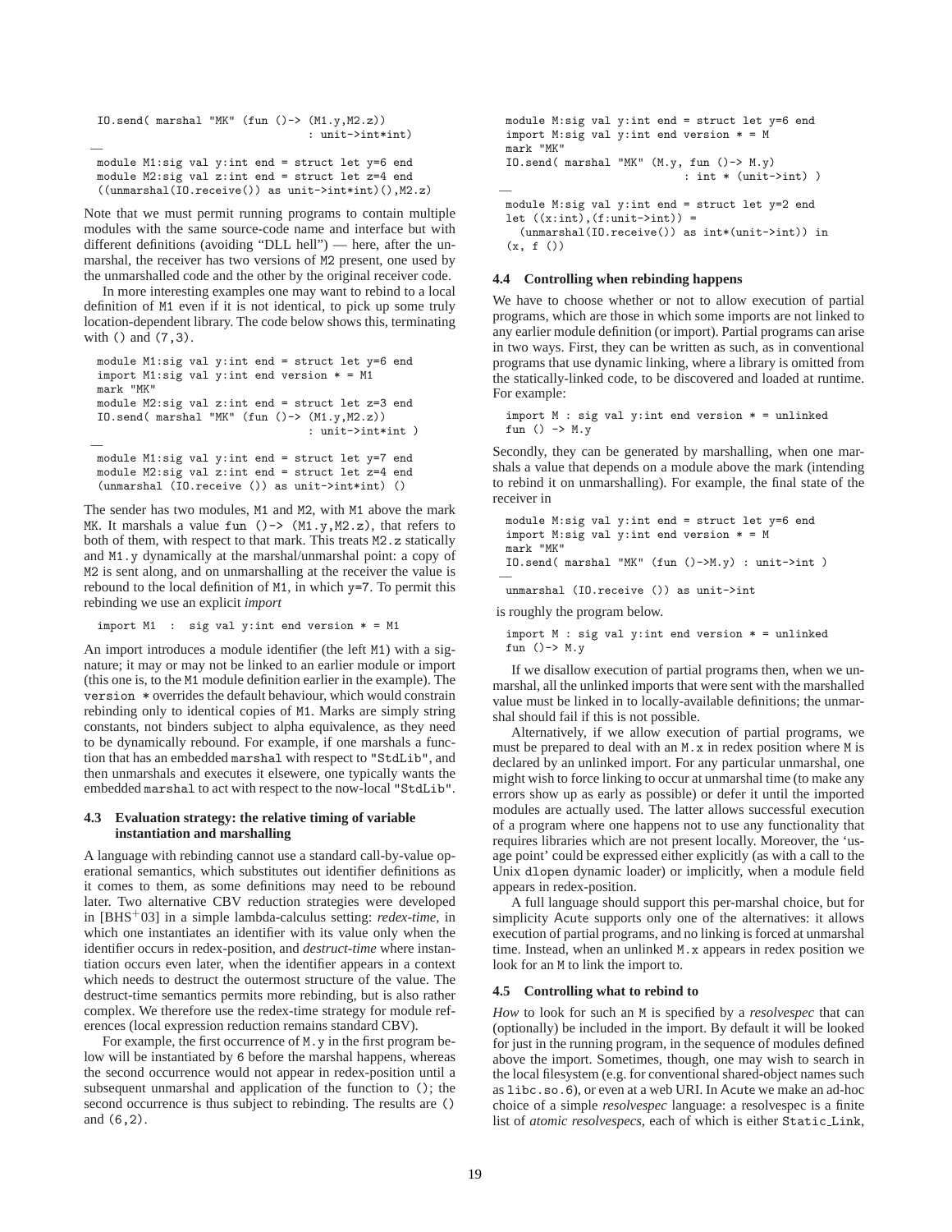```
IO.send( marshal "MK" (fun ()-> (M1.y,M2.z))
                               : unit->int*int)
—
module M1:sig val y:int end = struct let y=6 end
module M2:sig val z:int end = struct let z=4 end
((unmarshal(IO.receive()) as unit->int*int)(),M2.z)
```

Note that we must permit running programs to contain multiple modules with the same source-code name and interface but with different definitions (avoiding "DLL hell") — here, after the unmarshal, the receiver has two versions of M2 present, one used by the unmarshalled code and the other by the original receiver code.

In more interesting examples one may want to rebind to a local definition of M1 even if it is not identical, to pick up some truly location-dependent library. The code below shows this, terminating with () and (7,3).

```
module M1:sig val y:int end = struct let y=6 end
import M1:sig val y:int end version * = M1
mark "MK"
module M2:sig val z:int end = struct let z=3 end
IO.send( marshal "MK" (fun ()-> (M1.y,M2.z))
                               : unit->int*int )
—
module M1:sig val y:int end = struct let y=7 end
module M2:sig val z:int end = struct let z=4 end
(unmarshal (IO.receive ()) as unit->int*int) ()
```

The sender has two modules, M1 and M2, with M1 above the mark MK. It marshals a value fun ()-> (M1.y,M2.z), that refers to both of them, with respect to that mark. This treats M2.z statically and M1.y dynamically at the marshal/unmarshal point: a copy of M2 is sent along, and on unmarshalling at the receiver the value is rebound to the local definition of M1, in which y=7. To permit this rebinding we use an explicit *import*

```
import M1  :  sig val y:int end version * = M1
```

An import introduces a module identifier (the left M1) with a signature; it may or may not be linked to an earlier module or import (this one is, to the M1 module definition earlier in the example). The version * overrides the default behaviour, which would constrain rebinding only to identical copies of M1. Marks are simply string constants, not binders subject to alpha equivalence, as they need to be dynamically rebound. For example, if one marshals a function that has an embedded marshal with respect to "StdLib", and then unmarshals and executes it elsewere, one typically wants the embedded marshal to act with respect to the now-local "StdLib".

### 4.3 Evaluation strategy: the relative timing of variable instantiation and marshalling

A language with rebinding cannot use a standard call-by-value operational semantics, which substitutes out identifier definitions as it comes to them, as some definitions may need to be rebound later. Two alternative CBV reduction strategies were developed in [BHS+03] in a simple lambda-calculus setting: *redex-time*, in which one instantiates an identifier with its value only when the identifier occurs in redex-position, and *destruct-time* where instantiation occurs even later, when the identifier appears in a context which needs to destruct the outermost structure of the value. The destruct-time semantics permits more rebinding, but is also rather complex. We therefore use the redex-time strategy for module references (local expression reduction remains standard CBV).

For example, the first occurrence of M.y in the first program below will be instantiated by 6 before the marshal happens, whereas the second occurrence would not appear in redex-position until a subsequent unmarshal and application of the function to (); the second occurrence is thus subject to rebinding. The results are () and (6,2).

```
module M:sig val y:int end = struct let y=6 end
import M:sig val y:int end version * = M
mark "MK"
IO.send( marshal "MK" (M.y, fun ()-> M.y)
                          : int * (unit->int) )
—
module M:sig val y:int end = struct let y=2 end
let ((x:int),(f:unit->int)) =
  (unmarshal(IO.receive()) as int*(unit->int)) in
(x, f ())
```

### 4.4 Controlling when rebinding happens

We have to choose whether or not to allow execution of partial programs, which are those in which some imports are not linked to any earlier module definition (or import). Partial programs can arise in two ways. First, they can be written as such, as in conventional programs that use dynamic linking, where a library is omitted from the statically-linked code, to be discovered and loaded at runtime. For example:

```
import M : sig val y:int end version * = unlinked
fun () -> M.y
```

Secondly, they can be generated by marshalling, when one marshals a value that depends on a module above the mark (intending to rebind it on unmarshalling). For example, the final state of the receiver in

```
module M:sig val y:int end = struct let y=6 end
import M:sig val y:int end version * = M
mark "MK"
IO.send( marshal "MK" (fun ()->M.y) : unit->int )
—
unmarshal (IO.receive ()) as unit->int
```

is roughly the program below.

```
import M : sig val y:int end version * = unlinked
fun ()-> M.y
```

If we disallow execution of partial programs then, when we unmarshal, all the unlinked imports that were sent with the marshalled value must be linked in to locally-available definitions; the unmarshal should fail if this is not possible.

Alternatively, if we allow execution of partial programs, we must be prepared to deal with an M.x in redex position where M is declared by an unlinked import. For any particular unmarshal, one might wish to force linking to occur at unmarshal time (to make any errors show up as early as possible) or defer it until the imported modules are actually used. The latter allows successful execution of a program where one happens not to use any functionality that requires libraries which are not present locally. Moreover, the 'usage point' could be expressed either explicitly (as with a call to the Unix dlopen dynamic loader) or implicitly, when a module field appears in redex-position.

A full language should support this per-marshal choice, but for simplicity Acute supports only one of the alternatives: it allows execution of partial programs, and no linking is forced at unmarshal time. Instead, when an unlinked M.x appears in redex position we look for an M to link the import to.

### 4.5 Controlling what to rebind to

*How* to look for such an M is specified by a *resolvespec* that can (optionally) be included in the import. By default it will be looked for just in the running program, in the sequence of modules defined above the import. Sometimes, though, one may wish to search in the local filesystem (e.g. for conventional shared-object names such as libc.so.6), or even at a web URI. In Acute we make an ad-hoc choice of a simple *resolvespec* language: a resolvespec is a finite list of *atomic resolvespecs*, each of which is either Static_Link,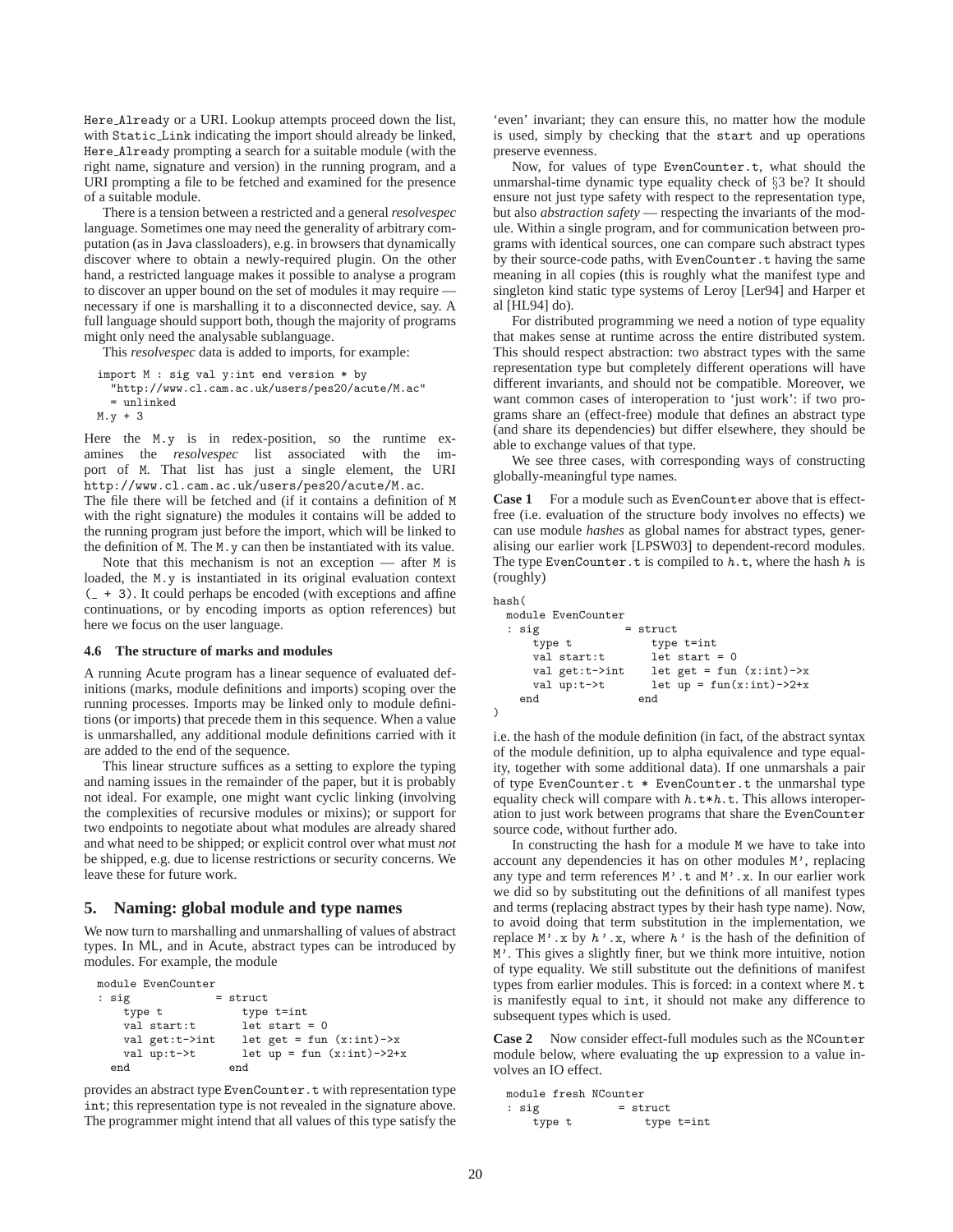Here_Already or a URI. Lookup attempts proceed down the list, with Static_Link indicating the import should already be linked, Here_Already prompting a search for a suitable module (with the right name, signature and version) in the running program, and a URI prompting a file to be fetched and examined for the presence of a suitable module.

There is a tension between a restricted and a general *resolvespec* language. Sometimes one may need the generality of arbitrary computation (as in Java classloaders), e.g. in browsers that dynamically discover where to obtain a newly-required plugin. On the other hand, a restricted language makes it possible to analyse a program to discover an upper bound on the set of modules it may require — necessary if one is marshalling it to a disconnected device, say. A full language should support both, though the majority of programs might only need the analysable sublanguage.

This *resolvespec* data is added to imports, for example:

```
import M : sig val y:int end version * by
  "http://www.cl.cam.ac.uk/users/pes20/acute/M.ac"
  = unlinked
M.y + 3
```

Here the M.y is in redex-position, so the runtime examines the *resolvespec* list associated with the import of M. That list has just a single element, the URI http://www.cl.cam.ac.uk/users/pes20/acute/M.ac. The file there will be fetched and (if it contains a definition of M with the right signature) the modules it contains will be added to the running program just before the import, which will be linked to the definition of M. The M.y can then be instantiated with its value.

Note that this mechanism is not an exception — after M is loaded, the M.y is instantiated in its original evaluation context (_ + 3). It could perhaps be encoded (with exceptions and affine continuations, or by encoding imports as option references) but here we focus on the user language.

### 4.6 The structure of marks and modules

A running Acute program has a linear sequence of evaluated definitions (marks, module definitions and imports) scoping over the running processes. Imports may be linked only to module definitions (or imports) that precede them in this sequence. When a value is unmarshalled, any additional module definitions carried with it are added to the end of the sequence.

This linear structure suffices as a setting to explore the typing and naming issues in the remainder of the paper, but it is probably not ideal. For example, one might want cyclic linking (involving the complexities of recursive modules or mixins); or support for two endpoints to negotiate about what modules are already shared and what need to be shipped; or explicit control over what must *not* be shipped, e.g. due to license restrictions or security concerns. We leave these for future work.

## 5. Naming: global module and type names

We now turn to marshalling and unmarshalling of values of abstract types. In ML, and in Acute, abstract types can be introduced by modules. For example, the module

```
module EvenCounter
: sig              = struct
    type t             type t=int
    val start:t        let start = 0
    val get:t->int     let get = fun (x:int)->x
    val up:t->t        let up = fun (x:int)->2+x
  end                end
```

provides an abstract type EvenCounter.t with representation type int; this representation type is not revealed in the signature above. The programmer might intend that all values of this type satisfy the 'even' invariant; they can ensure this, no matter how the module is used, simply by checking that the start and up operations preserve evenness.

Now, for values of type EvenCounter.t, what should the unmarshal-time dynamic type equality check of §3 be? It should ensure not just type safety with respect to the representation type, but also *abstraction safety* — respecting the invariants of the module. Within a single program, and for communication between programs with identical sources, one can compare such abstract types by their source-code paths, with EvenCounter.t having the same meaning in all copies (this is roughly what the manifest type and singleton kind static type systems of Leroy [Ler94] and Harper et al [HL94] do).

For distributed programming we need a notion of type equality that makes sense at runtime across the entire distributed system. This should respect abstraction: two abstract types with the same representation type but completely different operations will have different invariants, and should not be compatible. Moreover, we want common cases of interoperation to 'just work': if two programs share an (effect-free) module that defines an abstract type (and share its dependencies) but differ elsewhere, they should be able to exchange values of that type.

We see three cases, with corresponding ways of constructing globally-meaningful type names.

**Case 1** For a module such as EvenCounter above that is effect-free (i.e. evaluation of the structure body involves no effects) we can use module *hashes* as global names for abstract types, generalising our earlier work [LPSW03] to dependent-record modules. The type EvenCounter.t is compiled to $h$.t, where the hash $h$ is (roughly)

```
hash(
  module EvenCounter
  : sig              = struct
      type t             type t=int
      val start:t        let start = 0
      val get:t->int     let get = fun (x:int)->x
      val up:t->t        let up = fun(x:int)->2+x
    end                end
)
```

i.e. the hash of the module definition (in fact, of the abstract syntax of the module definition, up to alpha equivalence and type equality, together with some additional data). If one unmarshals a pair of type EvenCounter.t * EvenCounter.t the unmarshal type equality check will compare with $h$.t*$h$.t. This allows interoperation to just work between programs that share the EvenCounter source code, without further ado.

In constructing the hash for a module M we have to take into account any dependencies it has on other modules M', replacing any type and term references M'.t and M'.x. In our earlier work we did so by substituting out the definitions of all manifest types and terms (replacing abstract types by their hash type name). Now, to avoid doing that term substitution in the implementation, we replace M'.x by $h$'.x, where $h$' is the hash of the definition of M'. This gives a slightly finer, but we think more intuitive, notion of type equality. We still substitute out the definitions of manifest types from earlier modules. This is forced: in a context where M.t is manifestly equal to int, it should not make any difference to subsequent types which is used.

**Case 2** Now consider effect-full modules such as the NCounter module below, where evaluating the up expression to a value involves an IO effect.

```
module fresh NCounter
: sig              = struct
    type t             type t=int
```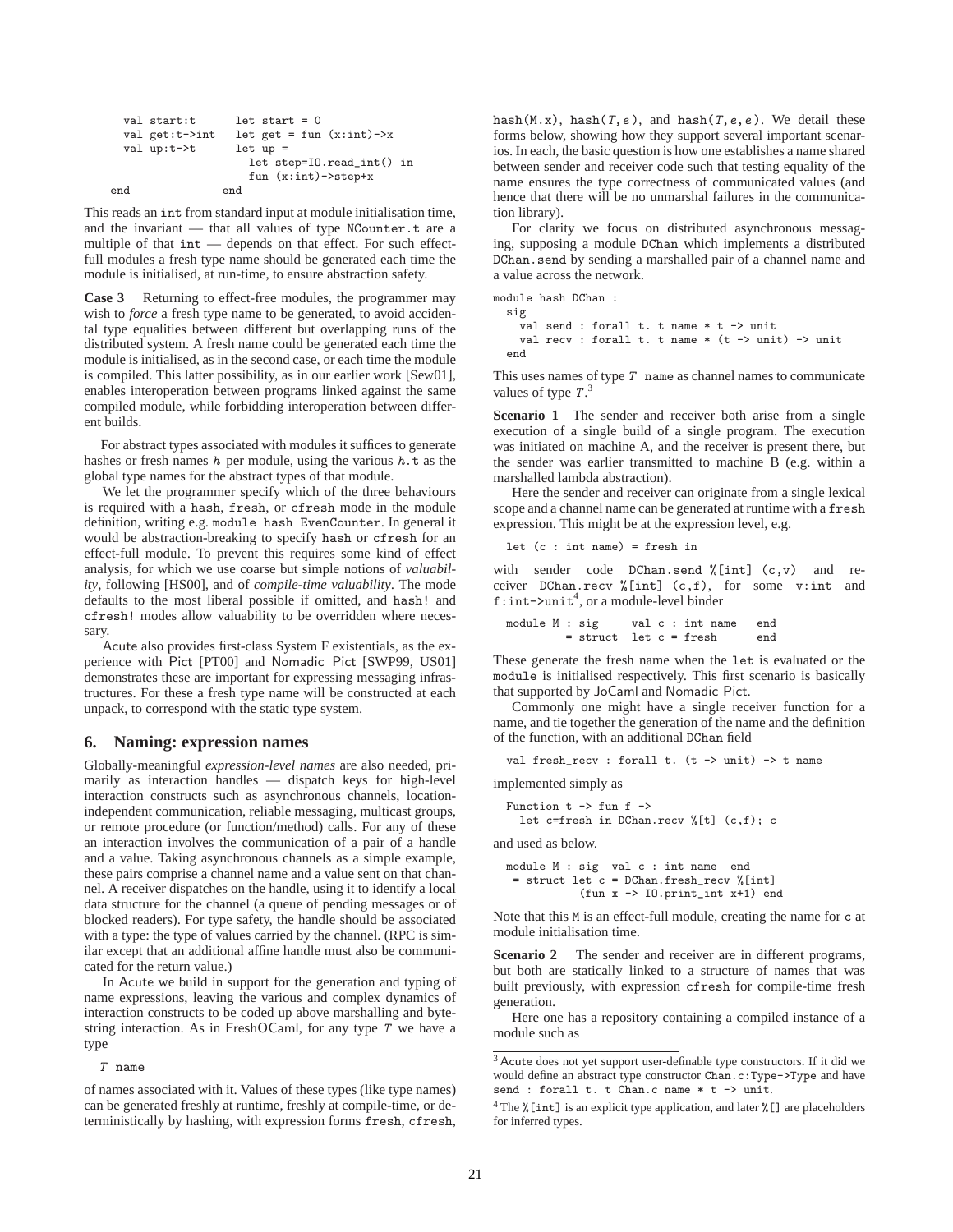```
  val start:t       let start = 0
  val get:t->int    let get = fun (x:int)->x
  val up:t->t       let up =
                      let step=IO.read_int() in
                      fun (x:int)->step+x
end               end
```

This reads an `int` from standard input at module initialisation time, and the invariant — that all values of type `NCounter.t` are a multiple of that `int` — depends on that effect. For such effect-full modules a fresh type name should be generated each time the module is initialised, at run-time, to ensure abstraction safety.

**Case 3** Returning to effect-free modules, the programmer may wish to *force* a fresh type name to be generated, to avoid accidental type equalities between different but overlapping runs of the distributed system. A fresh name could be generated each time the module is initialised, as in the second case, or each time the module is compiled. This latter possibility, as in our earlier work [Sew01], enables interoperation between programs linked against the same compiled module, while forbidding interoperation between different builds.

For abstract types associated with modules it suffices to generate hashes or fresh names $h$ per module, using the various $h$.t as the global type names for the abstract types of that module.

We let the programmer specify which of the three behaviours is required with a `hash`, `fresh`, or `cfresh` mode in the module definition, writing e.g. `module hash EvenCounter`. In general it would be abstraction-breaking to specify `hash` or `cfresh` for an effect-full module. To prevent this requires some kind of effect analysis, for which we use coarse but simple notions of *valuability*, following [HS00], and of *compile-time valuability*. The mode defaults to the most liberal possible if omitted, and `hash!` and `cfresh!` modes allow valuability to be overridden where necessary.

Acute also provides first-class System F existentials, as the experience with Pict [PT00] and Nomadic Pict [SWP99, US01] demonstrates these are important for expressing messaging infrastructures. For these a fresh type name will be constructed at each unpack, to correspond with the static type system.

## 6. Naming: expression names

Globally-meaningful *expression-level names* are also needed, primarily as interaction handles — dispatch keys for high-level interaction constructs such as asynchronous channels, location-independent communication, reliable messaging, multicast groups, or remote procedure (or function/method) calls. For any of these an interaction involves the communication of a pair of a handle and a value. Taking asynchronous channels as a simple example, these pairs comprise a channel name and a value sent on that channel. A receiver dispatches on the handle, using it to identify a local data structure for the channel (a queue of pending messages or of blocked readers). For type safety, the handle should be associated with a type: the type of values carried by the channel. (RPC is similar except that an additional affine handle must also be communicated for the return value.)

In Acute we build in support for the generation and typing of name expressions, leaving the various and complex dynamics of interaction constructs to be coded up above marshalling and byte-string interaction. As in FreshOCaml, for any type $T$ we have a type

$T$ `name`

of names associated with it. Values of these types (like type names) can be generated freshly at runtime, freshly at compile-time, or deterministically by hashing, with expression forms `fresh`, `cfresh`, `hash(M.x)`, `hash(`$T,e$`)`, and `hash(`$T,e,e$`)`. We detail these forms below, showing how they support several important scenarios. In each, the basic question is how one establishes a name shared between sender and receiver code such that testing equality of the name ensures the type correctness of communicated values (and hence that there will be no unmarshal failures in the communication library).

For clarity we focus on distributed asynchronous messaging, supposing a module `DChan` which implements a distributed `DChan.send` by sending a marshalled pair of a channel name and a value across the network.

```
module hash DChan :
  sig
    val send : forall t. t name * t -> unit
    val recv : forall t. t name * (t -> unit) -> unit
  end
```

This uses names of type $T$ `name` as channel names to communicate values of type $T$.[3]

**Scenario 1** The sender and receiver both arise from a single execution of a single build of a single program. The execution was initiated on machine A, and the receiver is present there, but the sender was earlier transmitted to machine B (e.g. within a marshalled lambda abstraction).

Here the sender and receiver can originate from a single lexical scope and a channel name can be generated at runtime with a `fresh` expression. This might be at the expression level, e.g.

```
let (c : int name) = fresh in
```

with sender code `DChan.send %[int] (c,v)` and receiver `DChan.recv %[int] (c,f)`, for some `v:int` and `f:int->unit`[4], or a module-level binder

```
module M : sig      val c : int name   end
         = struct  let c = fresh      end
```

These generate the fresh name when the `let` is evaluated or the `module` is initialised respectively. This first scenario is basically that supported by JoCaml and Nomadic Pict.

Commonly one might have a single receiver function for a name, and tie together the generation of the name and the definition of the function, with an additional `DChan` field

```
val fresh_recv : forall t. (t -> unit) -> t name
```

implemented simply as

```
Function t -> fun f ->
  let c=fresh in DChan.recv %[t] (c,f); c
```

and used as below.

```
module M : sig  val c : int name  end
 = struct let c = DChan.fresh_recv %[int]
          (fun x -> IO.print_int x+1) end
```

Note that this `M` is an effect-full module, creating the name for `c` at module initialisation time.

**Scenario 2** The sender and receiver are in different programs, but both are statically linked to a structure of names that was built previously, with expression `cfresh` for compile-time fresh generation.

Here one has a repository containing a compiled instance of a module such as

---

[3] Acute does not yet support user-definable type constructors. If it did we would define an abstract type constructor `Chan.c:Type->Type` and have `send : forall t. t Chan.c name * t -> unit`.

[4] The `%[int]` is an explicit type application, and later `%[]` are placeholders for inferred types.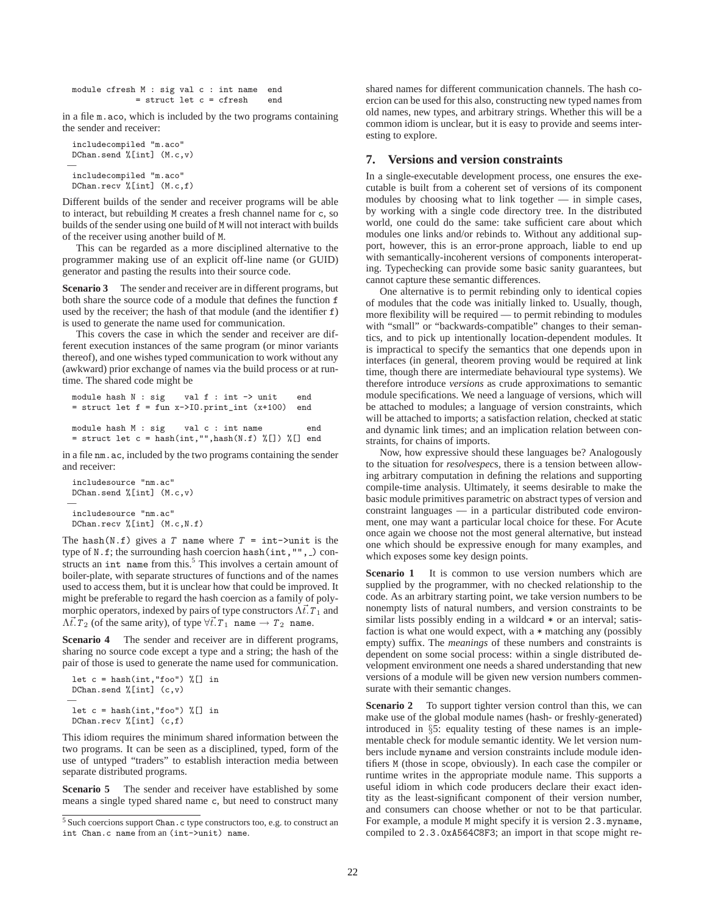```
module cfresh M : sig val c : int name  end
              = struct let c = cfresh    end
```

in a file m.aco, which is included by the two programs containing the sender and receiver:

```
includecompiled "m.aco"
DChan.send %[int] (M.c,v)
—
includecompiled "m.aco"
DChan.recv %[int] (M.c,f)
```

Different builds of the sender and receiver programs will be able to interact, but rebuilding M creates a fresh channel name for c, so builds of the sender using one build of M will not interact with builds of the receiver using another build of M.

This can be regarded as a more disciplined alternative to the programmer making use of an explicit off-line name (or GUID) generator and pasting the results into their source code.

**Scenario 3** The sender and receiver are in different programs, but both share the source code of a module that defines the function f used by the receiver; the hash of that module (and the identifier f) is used to generate the name used for communication.

This covers the case in which the sender and receiver are different execution instances of the same program (or minor variants thereof), and one wishes typed communication to work without any (awkward) prior exchange of names via the build process or at runtime. The shared code might be

```
module hash N : sig    val f : int -> unit    end
= struct let f = fun x->IO.print_int (x+100)  end

module hash M : sig    val c : int name         end
= struct let c = hash(int,"",hash(N.f) %[]) %[] end
```

in a file nm.ac, included by the two programs containing the sender and receiver:

```
includesource "nm.ac"
DChan.send %[int] (M.c,v)
—
includesource "nm.ac"
DChan.recv %[int] (M.c,N.f)
```

The hash(N.f) gives a $T$ name where $T$ = int->unit is the type of N.f; the surrounding hash coercion hash(int,"",_) constructs an int name from this.[5] This involves a certain amount of boiler-plate, with separate structures of functions and of the names used to access them, but it is unclear how that could be improved. It might be preferable to regard the hash coercion as a family of polymorphic operators, indexed by pairs of type constructors $\Lambda\vec{t}.T_1$ and $\Lambda\vec{t}.T_2$ (of the same arity), of type $\forall\vec{t}.T_1$ name $\rightarrow T_2$ name.

**Scenario 4** The sender and receiver are in different programs, sharing no source code except a type and a string; the hash of the pair of those is used to generate the name used for communication.

```
let c = hash(int,"foo") %[] in
DChan.send %[int] (c,v)
—
let c = hash(int,"foo") %[] in
DChan.recv %[int] (c,f)
```

This idiom requires the minimum shared information between the two programs. It can be seen as a disciplined, typed, form of the use of untyped "traders" to establish interaction media between separate distributed programs.

**Scenario 5** The sender and receiver have established by some means a single typed shared name c, but need to construct many shared names for different communication channels. The hash coercion can be used for this also, constructing new typed names from old names, new types, and arbitrary strings. Whether this will be a common idiom is unclear, but it is easy to provide and seems interesting to explore.

## 7. Versions and version constraints

In a single-executable development process, one ensures the executable is built from a coherent set of versions of its component modules by choosing what to link together — in simple cases, by working with a single code directory tree. In the distributed world, one could do the same: take sufficient care about which modules one links and/or rebinds to. Without any additional support, however, this is an error-prone approach, liable to end up with semantically-incoherent versions of components interoperating. Typechecking can provide some basic sanity guarantees, but cannot capture these semantic differences.

One alternative is to permit rebinding only to identical copies of modules that the code was initially linked to. Usually, though, more flexibility will be required — to permit rebinding to modules with "small" or "backwards-compatible" changes to their semantics, and to pick up intentionally location-dependent modules. It is impractical to specify the semantics that one depends upon in interfaces (in general, theorem proving would be required at link time, though there are intermediate behavioural type systems). We therefore introduce *versions* as crude approximations to semantic module specifications. We need a language of versions, which will be attached to modules; a language of version constraints, which will be attached to imports; a satisfaction relation, checked at static and dynamic link times; and an implication relation between constraints, for chains of imports.

Now, how expressive should these languages be? Analogously to the situation for *resolvespec*s, there is a tension between allowing arbitrary computation in defining the relations and supporting compile-time analysis. Ultimately, it seems desirable to make the basic module primitives parametric on abstract types of version and constraint languages — in a particular distributed code environment, one may want a particular local choice for these. For Acute once again we choose not the most general alternative, but instead one which should be expressive enough for many examples, and which exposes some key design points.

**Scenario 1** It is common to use version numbers which are supplied by the programmer, with no checked relationship to the code. As an arbitrary starting point, we take version numbers to be nonempty lists of natural numbers, and version constraints to be similar lists possibly ending in a wildcard * or an interval; satisfaction is what one would expect, with a * matching any (possibly empty) suffix. The *meanings* of these numbers and constraints is dependent on some social process: within a single distributed development environment one needs a shared understanding that new versions of a module will be given new version numbers commensurate with their semantic changes.

**Scenario 2** To support tighter version control than this, we can make use of the global module names (hash- or freshly-generated) introduced in §5: equality testing of these names is an implementable check for module semantic identity. We let version numbers include myname and version constraints include module identifiers M (those in scope, obviously). In each case the compiler or runtime writes in the appropriate module name. This supports a useful idiom in which code producers declare their exact identity as the least-significant component of their version number, and consumers can choose whether or not to be that particular. For example, a module M might specify it is version 2.3.myname, compiled to 2.3.0xA564C8F3; an import in that scope might re-

[5] Such coercions support Chan.c type constructors too, e.g. to construct an int Chan.c name from an (int->unit) name.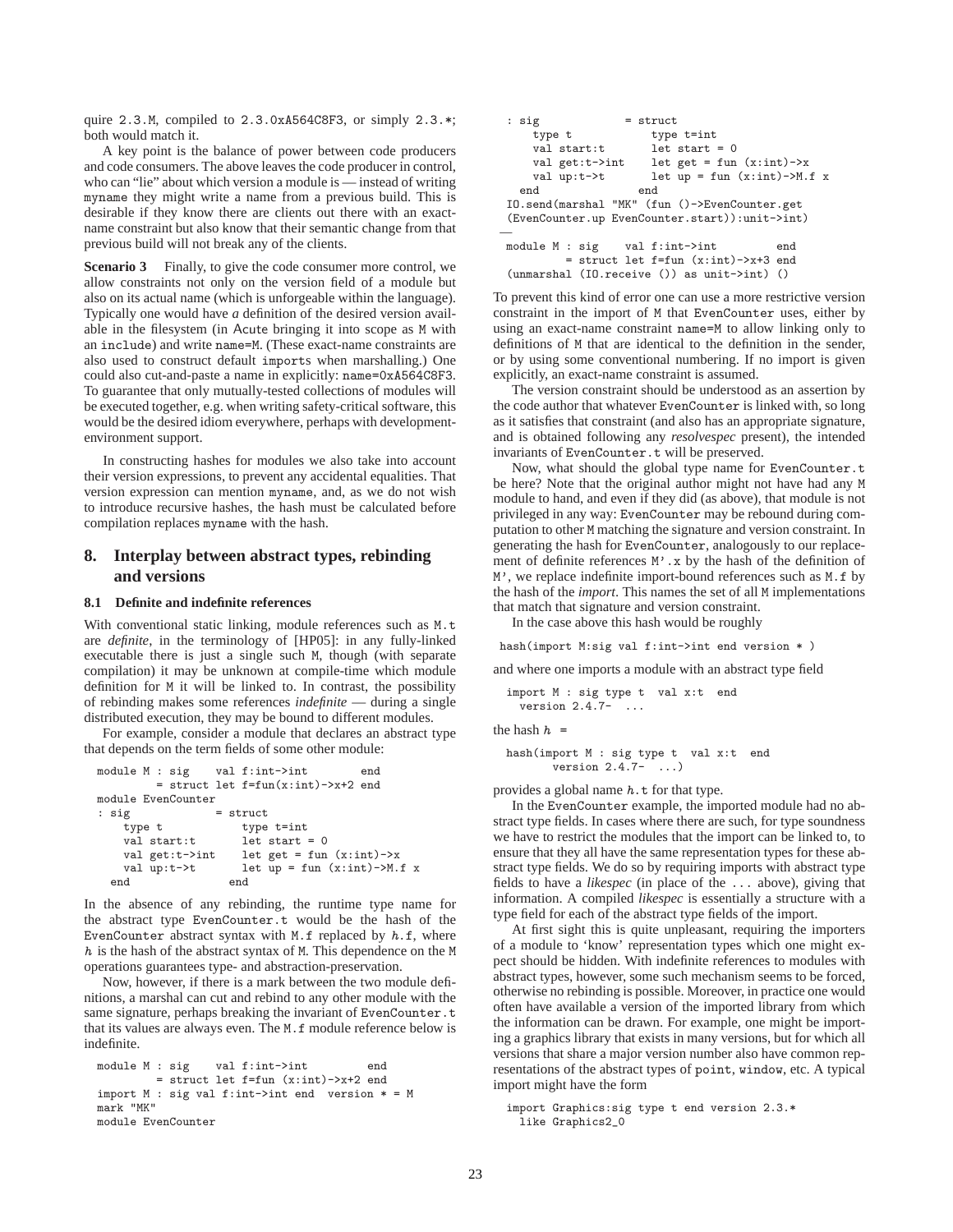quire `2.3.M`, compiled to `2.3.0xA564C8F3`, or simply `2.3.*`; both would match it.

A key point is the balance of power between code producers and code consumers. The above leaves the code producer in control, who can "lie" about which version a module is — instead of writing `myname` they might write a name from a previous build. This is desirable if they know there are clients out there with an exact-name constraint but also know that their semantic change from that previous build will not break any of the clients.

**Scenario 3** Finally, to give the code consumer more control, we allow constraints not only on the version field of a module but also on its actual name (which is unforgeable within the language). Typically one would have *a* definition of the desired version available in the filesystem (in Acute bringing it into scope as `M` with an `include`) and write `name=M`. (These exact-name constraints are also used to construct default `imports` when marshalling.) One could also cut-and-paste a name in explicitly: `name=0xA564C8F3`. To guarantee that only mutually-tested collections of modules will be executed together, e.g. when writing safety-critical software, this would be the desired idiom everywhere, perhaps with development-environment support.

In constructing hashes for modules we also take into account their version expressions, to prevent any accidental equalities. That version expression can mention `myname`, and, as we do not wish to introduce recursive hashes, the hash must be calculated before compilation replaces `myname` with the hash.

## 8. Interplay between abstract types, rebinding and versions

### 8.1 Definite and indefinite references

With conventional static linking, module references such as `M.t` are *definite*, in the terminology of [HP05]: in any fully-linked executable there is just a single such `M`, though (with separate compilation) it may be unknown at compile-time which module definition for `M` it will be linked to. In contrast, the possibility of rebinding makes some references *indefinite* — during a single distributed execution, they may be bound to different modules.

For example, consider a module that declares an abstract type that depends on the term fields of some other module:

```
module M : sig    val f:int->int        end
         = struct let f=fun(x:int)->x+2 end
module EvenCounter
: sig             = struct
    type t            type t=int
    val start:t       let start = 0
    val get:t->int    let get = fun (x:int)->x
    val up:t->t       let up = fun (x:int)->M.f x
  end              end
```

In the absence of any rebinding, the runtime type name for the abstract type `EvenCounter.t` would be the hash of the `EvenCounter` abstract syntax with `M.f` replaced by $h$.`f`, where $h$ is the hash of the abstract syntax of `M`. This dependence on the `M` operations guarantees type- and abstraction-preservation.

Now, however, if there is a mark between the two module definitions, a marshal can cut and rebind to any other module with the same signature, perhaps breaking the invariant of `EvenCounter.t` that its values are always even. The `M.f` module reference below is indefinite.

```
module M : sig    val f:int->int         end
         = struct let f=fun (x:int)->x+2 end
import M : sig val f:int->int end  version * = M
mark "MK"
module EvenCounter
: sig             = struct
    type t            type t=int
    val start:t       let start = 0
    val get:t->int    let get = fun (x:int)->x
    val up:t->t       let up = fun (x:int)->M.f x
  end              end
IO.send(marshal "MK" (fun ()->EvenCounter.get
(EvenCounter.up EvenCounter.start)):unit->int)
—
module M : sig    val f:int->int         end
         = struct let f=fun (x:int)->x+3 end
(unmarshal (IO.receive ()) as unit->int) ()
```

To prevent this kind of error one can use a more restrictive version constraint in the import of `M` that `EvenCounter` uses, either by using an exact-name constraint `name=M` to allow linking only to definitions of `M` that are identical to the definition in the sender, or by using some conventional numbering. If no import is given explicitly, an exact-name constraint is assumed.

The version constraint should be understood as an assertion by the code author that whatever `EvenCounter` is linked with, so long as it satisfies that constraint (and also has an appropriate signature, and is obtained following any *resolvespec* present), the intended invariants of `EvenCounter.t` will be preserved.

Now, what should the global type name for `EvenCounter.t` be here? Note that the original author might not have had any `M` module to hand, and even if they did (as above), that module is not privileged in any way: `EvenCounter` may be rebound during computation to other `M` matching the signature and version constraint. In generating the hash for `EvenCounter`, analogously to our replacement of definite references `M'.x` by the hash of the definition of `M'`, we replace indefinite import-bound references such as `M.f` by the hash of the *import*. This names the set of all `M` implementations that match that signature and version constraint.

In the case above this hash would be roughly

```
hash(import M:sig val f:int->int end version * )
```

and where one imports a module with an abstract type field

```
import M : sig type t  val x:t  end
  version 2.4.7-  ...
```

the hash $h$ =

```
hash(import M : sig type t  val x:t  end
       version 2.4.7-  ...)
```

provides a global name $h$.`t` for that type.

In the `EvenCounter` example, the imported module had no abstract type fields. In cases where there are such, for type soundness we have to restrict the modules that the import can be linked to, to ensure that they all have the same representation types for these abstract type fields. We do so by requiring imports with abstract type fields to have a *likespec* (in place of the `...` above), giving that information. A compiled *likespec* is essentially a structure with a type field for each of the abstract type fields of the import.

At first sight this is quite unpleasant, requiring the importers of a module to 'know' representation types which one might expect should be hidden. With indefinite references to modules with abstract types, however, some such mechanism seems to be forced, otherwise no rebinding is possible. Moreover, in practice one would often have available a version of the imported library from which the information can be drawn. For example, one might be importing a graphics library that exists in many versions, but for which all versions that share a major version number also have common representations of the abstract types of `point`, `window`, etc. A typical import might have the form

```
import Graphics:sig type t end version 2.3.*
  like Graphics2_0
```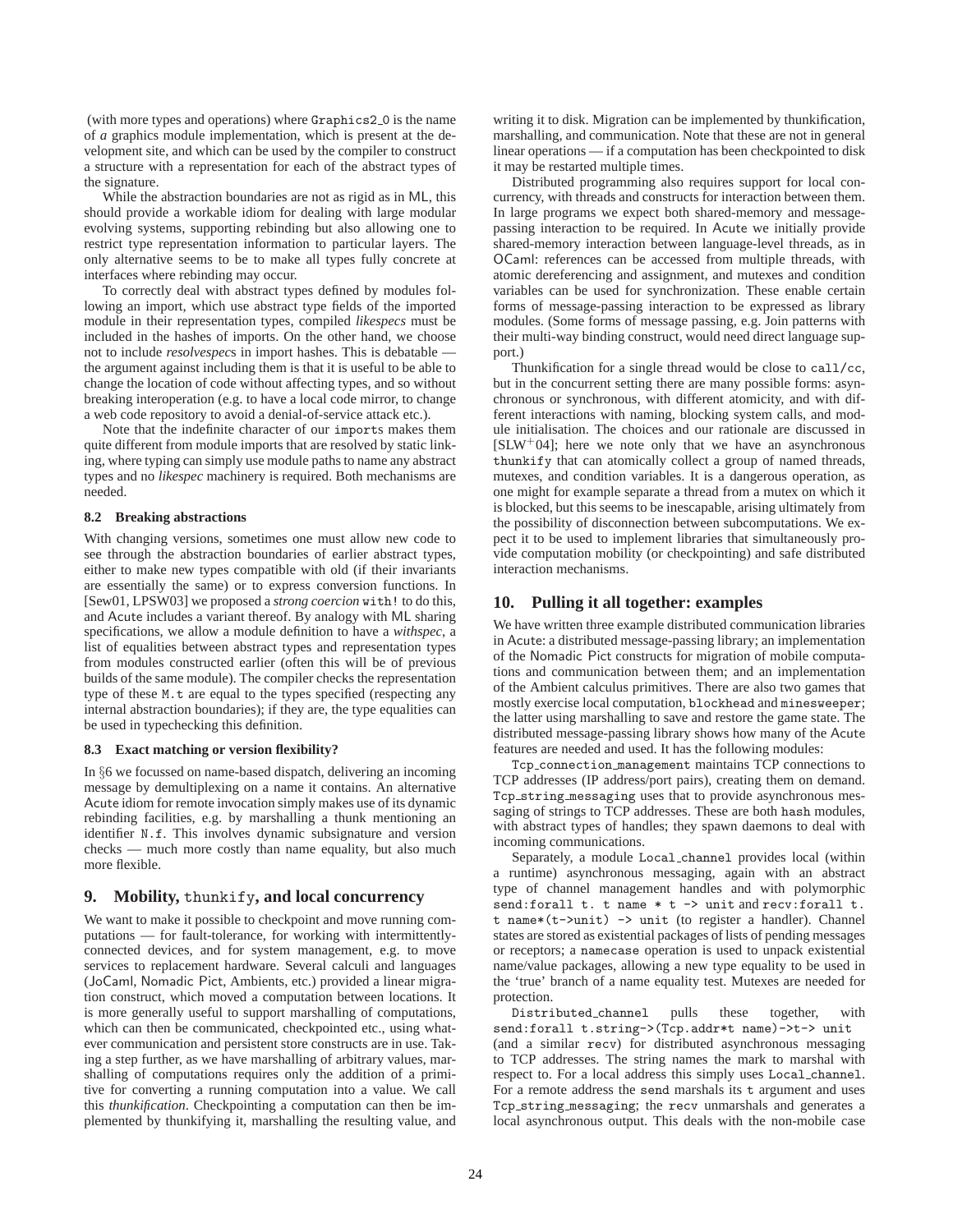(with more types and operations) where `Graphics2_0` is the name of *a* graphics module implementation, which is present at the development site, and which can be used by the compiler to construct a structure with a representation for each of the abstract types of the signature.

While the abstraction boundaries are not as rigid as in ML, this should provide a workable idiom for dealing with large modular evolving systems, supporting rebinding but also allowing one to restrict type representation information to particular layers. The only alternative seems to be to make all types fully concrete at interfaces where rebinding may occur.

To correctly deal with abstract types defined by modules following an import, which use abstract type fields of the imported module in their representation types, compiled *likespecs* must be included in the hashes of imports. On the other hand, we choose not to include *resolvespec*s in import hashes. This is debatable — the argument against including them is that it is useful to be able to change the location of code without affecting types, and so without breaking interoperation (e.g. to have a local code mirror, to change a web code repository to avoid a denial-of-service attack etc.).

Note that the indefinite character of our `imports` makes them quite different from module imports that are resolved by static linking, where typing can simply use module paths to name any abstract types and no *likespec* machinery is required. Both mechanisms are needed.

### 8.2 Breaking abstractions

With changing versions, sometimes one must allow new code to see through the abstraction boundaries of earlier abstract types, either to make new types compatible with old (if their invariants are essentially the same) or to express conversion functions. In [Sew01, LPSW03] we proposed a *strong coercion* `with!` to do this, and Acute includes a variant thereof. By analogy with ML sharing specifications, we allow a module definition to have a *withspec*, a list of equalities between abstract types and representation types from modules constructed earlier (often this will be of previous builds of the same module). The compiler checks the representation type of these `M.t` are equal to the types specified (respecting any internal abstraction boundaries); if they are, the type equalities can be used in typechecking this definition.

### 8.3 Exact matching or version flexibility?

In §6 we focussed on name-based dispatch, delivering an incoming message by demultiplexing on a name it contains. An alternative Acute idiom for remote invocation simply makes use of its dynamic rebinding facilities, e.g. by marshalling a thunk mentioning an identifier `N.f`. This involves dynamic subsignature and version checks — much more costly than name equality, but also much more flexible.

## 9. Mobility, `thunkify`, and local concurrency

We want to make it possible to checkpoint and move running computations — for fault-tolerance, for working with intermittently-connected devices, and for system management, e.g. to move services to replacement hardware. Several calculi and languages (JoCaml, Nomadic Pict, Ambients, etc.) provided a linear migration construct, which moved a computation between locations. It is more generally useful to support marshalling of computations, which can then be communicated, checkpointed etc., using whatever communication and persistent store constructs are in use. Taking a step further, as we have marshalling of arbitrary values, marshalling of computations requires only the addition of a primitive for converting a running computation into a value. We call this *thunkification*. Checkpointing a computation can then be implemented by thunkifying it, marshalling the resulting value, and writing it to disk. Migration can be implemented by thunkification, marshalling, and communication. Note that these are not in general linear operations — if a computation has been checkpointed to disk it may be restarted multiple times.

Distributed programming also requires support for local concurrency, with threads and constructs for interaction between them. In large programs we expect both shared-memory and message-passing interaction to be required. In Acute we initially provide shared-memory interaction between language-level threads, as in OCaml: references can be accessed from multiple threads, with atomic dereferencing and assignment, and mutexes and condition variables can be used for synchronization. These enable certain forms of message-passing interaction to be expressed as library modules. (Some forms of message passing, e.g. Join patterns with their multi-way binding construct, would need direct language support.)

Thunkification for a single thread would be close to `call/cc`, but in the concurrent setting there are many possible forms: asynchronous or synchronous, with different atomicity, and with different interactions with naming, blocking system calls, and module initialisation. The choices and our rationale are discussed in [SLW+04]; here we note only that we have an asynchronous `thunkify` that can atomically collect a group of named threads, mutexes, and condition variables. It is a dangerous operation, as one might for example separate a thread from a mutex on which it is blocked, but this seems to be inescapable, arising ultimately from the possibility of disconnection between subcomputations. We expect it to be used to implement libraries that simultaneously provide computation mobility (or checkpointing) and safe distributed interaction mechanisms.

## 10. Pulling it all together: examples

We have written three example distributed communication libraries in Acute: a distributed message-passing library; an implementation of the Nomadic Pict constructs for migration of mobile computations and communication between them; and an implementation of the Ambient calculus primitives. There are also two games that mostly exercise local computation, `blockhead` and `minesweeper`; the latter using marshalling to save and restore the game state. The distributed message-passing library shows how many of the Acute features are needed and used. It has the following modules:

`Tcp_connection_management` maintains TCP connections to TCP addresses (IP address/port pairs), creating them on demand. `Tcp_string_messaging` uses that to provide asynchronous messaging of strings to TCP addresses. These are both `hash` modules, with abstract types of handles; they spawn daemons to deal with incoming communications.

Separately, a module `Local_channel` provides local (within a runtime) asynchronous messaging, again with an abstract type of channel management handles and with polymorphic `send:forall t. t name * t -> unit` and `recv:forall t. t name*(t->unit) -> unit` (to register a handler). Channel states are stored as existential packages of lists of pending messages or receptors; a `namecase` operation is used to unpack existential name/value packages, allowing a new type equality to be used in the 'true' branch of a name equality test. Mutexes are needed for protection.

`Distributed_channel` pulls these together, with `send:forall t.string->(Tcp.addr*t name)->t-> unit` (and a similar `recv`) for distributed asynchronous messaging to TCP addresses. The string names the mark to marshal with respect to. For a local address this simply uses `Local_channel`. For a remote address the `send` marshals its `t` argument and uses `Tcp_string_messaging`; the `recv` unmarshals and generates a local asynchronous output. This deals with the non-mobile case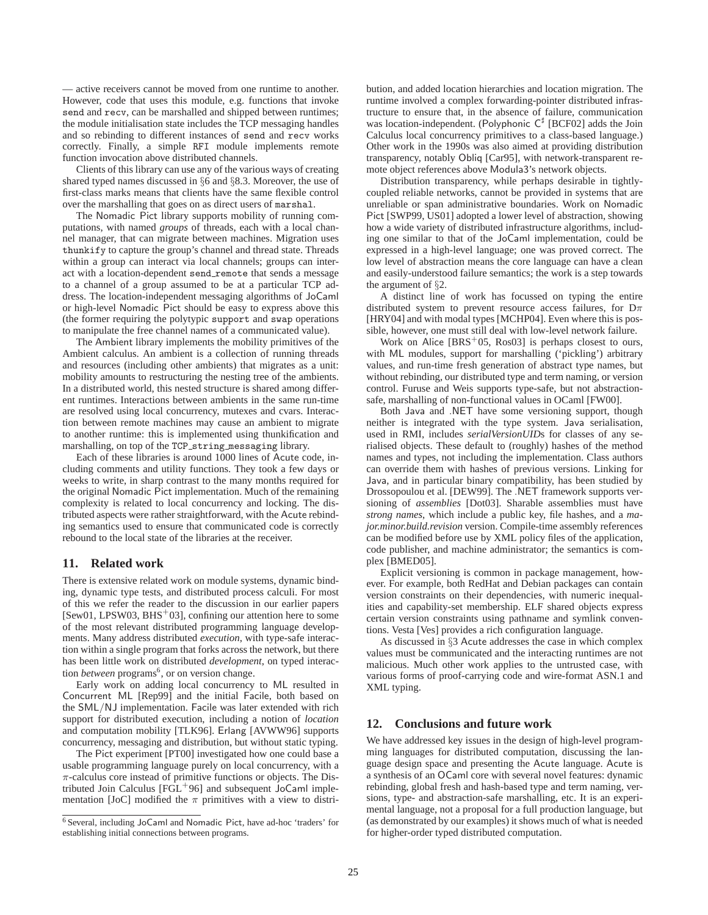— active receivers cannot be moved from one runtime to another. However, code that uses this module, e.g. functions that invoke `send` and `recv`, can be marshalled and shipped between runtimes; the module initialisation state includes the TCP messaging handles and so rebinding to different instances of `send` and `recv` works correctly. Finally, a simple `RFI` module implements remote function invocation above distributed channels.

Clients of this library can use any of the various ways of creating shared typed names discussed in §6 and §8.3. Moreover, the use of first-class marks means that clients have the same flexible control over the marshalling that goes on as direct users of `marshal`.

The Nomadic Pict library supports mobility of running computations, with named *groups* of threads, each with a local channel manager, that can migrate between machines. Migration uses `thunkify` to capture the group's channel and thread state. Threads within a group can interact via local channels; groups can interact with a location-dependent `send_remote` that sends a message to a channel of a group assumed to be at a particular TCP address. The location-independent messaging algorithms of JoCaml or high-level Nomadic Pict should be easy to express above this (the former requiring the polytypic `support` and `swap` operations to manipulate the free channel names of a communicated value).

The Ambient library implements the mobility primitives of the Ambient calculus. An ambient is a collection of running threads and resources (including other ambients) that migrates as a unit: mobility amounts to restructuring the nesting tree of the ambients. In a distributed world, this nested structure is shared among different runtimes. Interactions between ambients in the same run-time are resolved using local concurrency, mutexes and cvars. Interaction between remote machines may cause an ambient to migrate to another runtime: this is implemented using thunkification and marshalling, on top of the `TCP_string_messaging` library.

Each of these libraries is around 1000 lines of Acute code, including comments and utility functions. They took a few days or weeks to write, in sharp contrast to the many months required for the original Nomadic Pict implementation. Much of the remaining complexity is related to local concurrency and locking. The distributed aspects were rather straightforward, with the Acute rebinding semantics used to ensure that communicated code is correctly rebound to the local state of the libraries at the receiver.

## 11. Related work

There is extensive related work on module systems, dynamic binding, dynamic type tests, and distributed process calculi. For most of this we refer the reader to the discussion in our earlier papers [Sew01, LPSW03, BHS+03], confining our attention here to some of the most relevant distributed programming language developments. Many address distributed *execution*, with type-safe interaction within a single program that forks across the network, but there has been little work on distributed *development*, on typed interaction *between* programs[6], or on version change.

Early work on adding local concurrency to ML resulted in Concurrent ML [Rep99] and the initial Facile, both based on the SML/NJ implementation. Facile was later extended with rich support for distributed execution, including a notion of *location* and computation mobility [TLK96]. Erlang [AVWW96] supports concurrency, messaging and distribution, but without static typing.

The Pict experiment [PT00] investigated how one could base a usable programming language purely on local concurrency, with a $\pi$-calculus core instead of primitive functions or objects. The Distributed Join Calculus [FGL+96] and subsequent JoCaml implementation [JoC] modified the $\pi$ primitives with a view to distribution, and added location hierarchies and location migration. The runtime involved a complex forwarding-pointer distributed infrastructure to ensure that, in the absence of failure, communication was location-independent. (Polyphonic C$^\sharp$ [BCF02] adds the Join Calculus local concurrency primitives to a class-based language.) Other work in the 1990s was also aimed at providing distribution transparency, notably Obliq [Car95], with network-transparent remote object references above Modula3's network objects.

Distribution transparency, while perhaps desirable in tightly-coupled reliable networks, cannot be provided in systems that are unreliable or span administrative boundaries. Work on Nomadic Pict [SWP99, US01] adopted a lower level of abstraction, showing how a wide variety of distributed infrastructure algorithms, including one similar to that of the JoCaml implementation, could be expressed in a high-level language; one was proved correct. The low level of abstraction means the core language can have a clean and easily-understood failure semantics; the work is a step towards the argument of §2.

A distinct line of work has focussed on typing the entire distributed system to prevent resource access failures, for D$\pi$ [HRY04] and with modal types [MCHP04]. Even where this is possible, however, one must still deal with low-level network failure.

Work on Alice [BRS+05, Ros03] is perhaps closest to ours, with ML modules, support for marshalling ('pickling') arbitrary values, and run-time fresh generation of abstract type names, but without rebinding, our distributed type and term naming, or version control. Furuse and Weis supports type-safe, but not abstraction-safe, marshalling of non-functional values in OCaml [FW00].

Both Java and .NET have some versioning support, though neither is integrated with the type system. Java serialisation, used in RMI, includes *serialVersionUID*s for classes of any serialised objects. These default to (roughly) hashes of the method names and types, not including the implementation. Class authors can override them with hashes of previous versions. Linking for Java, and in particular binary compatibility, has been studied by Drossopoulou et al. [DEW99]. The .NET framework supports versioning of *assemblies* [Dot03]. Sharable assemblies must have *strong names*, which include a public key, file hashes, and a *major.minor.build.revision* version. Compile-time assembly references can be modified before use by XML policy files of the application, code publisher, and machine administrator; the semantics is complex [BMED05].

Explicit versioning is common in package management, however. For example, both RedHat and Debian packages can contain version constraints on their dependencies, with numeric inequalities and capability-set membership. ELF shared objects express certain version constraints using pathname and symlink conventions. Vesta [Ves] provides a rich configuration language.

As discussed in §3 Acute addresses the case in which complex values must be communicated and the interacting runtimes are not malicious. Much other work applies to the untrusted case, with various forms of proof-carrying code and wire-format ASN.1 and XML typing.

## 12. Conclusions and future work

We have addressed key issues in the design of high-level programming languages for distributed computation, discussing the language design space and presenting the Acute language. Acute is a synthesis of an OCaml core with several novel features: dynamic rebinding, global fresh and hash-based type and term naming, versions, type- and abstraction-safe marshalling, etc. It is an experimental language, not a proposal for a full production language, but (as demonstrated by our examples) it shows much of what is needed for higher-order typed distributed computation.

[6] Several, including JoCaml and Nomadic Pict, have ad-hoc 'traders' for establishing initial connections between programs.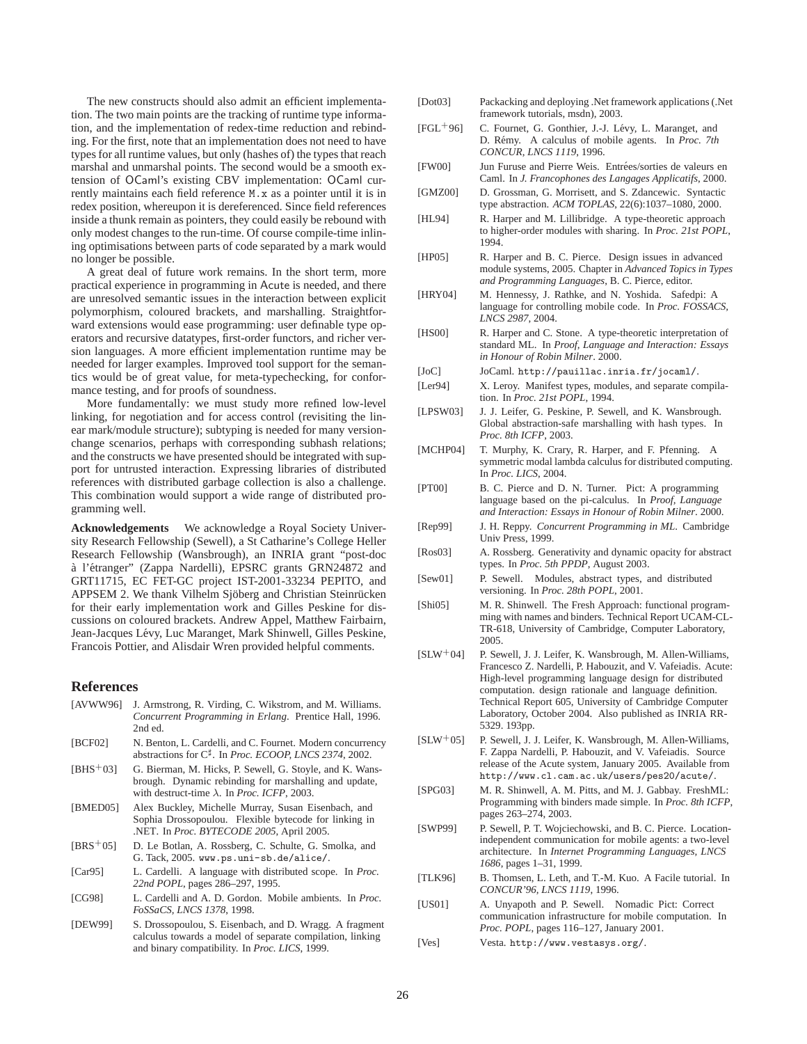The new constructs should also admit an efficient implementation. The two main points are the tracking of runtime type information, and the implementation of redex-time reduction and rebinding. For the first, note that an implementation does not need to have types for all runtime values, but only (hashes of) the types that reach marshal and unmarshal points. The second would be a smooth extension of OCaml's existing CBV implementation: OCaml currently maintains each field reference `M.x` as a pointer until it is in redex position, whereupon it is dereferenced. Since field references inside a thunk remain as pointers, they could easily be rebound with only modest changes to the run-time. Of course compile-time inlining optimisations between parts of code separated by a mark would no longer be possible.

A great deal of future work remains. In the short term, more practical experience in programming in Acute is needed, and there are unresolved semantic issues in the interaction between explicit polymorphism, coloured brackets, and marshalling. Straightforward extensions would ease programming: user definable type operators and recursive datatypes, first-order functors, and richer version languages. A more efficient implementation runtime may be needed for larger examples. Improved tool support for the semantics would be of great value, for meta-typechecking, for conformance testing, and for proofs of soundness.

More fundamentally: we must study more refined low-level linking, for negotiation and for access control (revisiting the linear mark/module structure); subtyping is needed for many version-change scenarios, perhaps with corresponding subhash relations; and the constructs we have presented should be integrated with support for untrusted interaction. Expressing libraries of distributed references with distributed garbage collection is also a challenge. This combination would support a wide range of distributed programming well.

**Acknowledgements** We acknowledge a Royal Society University Research Fellowship (Sewell), a St Catharine's College Heller Research Fellowship (Wansbrough), an INRIA grant "post-doc à l'étranger" (Zappa Nardelli), EPSRC grants GRN24872 and GRT11715, EC FET-GC project IST-2001-33234 PEPITO, and APPSEM 2. We thank Vilhelm Sjöberg and Christian Steinrücken for their early implementation work and Gilles Peskine for discussions on coloured brackets. Andrew Appel, Matthew Fairbairn, Jean-Jacques Lévy, Luc Maranget, Mark Shinwell, Gilles Peskine, Francois Pottier, and Alisdair Wren provided helpful comments.

## References

[AVWW96] J. Armstrong, R. Virding, C. Wikstrom, and M. Williams. *Concurrent Programming in Erlang*. Prentice Hall, 1996. 2nd ed.

[BCF02] N. Benton, L. Cardelli, and C. Fournet. Modern concurrency abstractions for C♯. In *Proc. ECOOP, LNCS 2374*, 2002.

[BHS+03] G. Bierman, M. Hicks, P. Sewell, G. Stoyle, and K. Wansbrough. Dynamic rebinding for marshalling and update, with destruct-time $\lambda$. In *Proc. ICFP*, 2003.

[BMED05] Alex Buckley, Michelle Murray, Susan Eisenbach, and Sophia Drossopoulou. Flexible bytecode for linking in .NET. In *Proc. BYTECODE 2005*, April 2005.

[BRS+05] D. Le Botlan, A. Rossberg, C. Schulte, G. Smolka, and G. Tack, 2005. `www.ps.uni-sb.de/alice/`.

[Car95] L. Cardelli. A language with distributed scope. In *Proc. 22nd POPL*, pages 286–297, 1995.

[CG98] L. Cardelli and A. D. Gordon. Mobile ambients. In *Proc. FoSSaCS, LNCS 1378*, 1998.

[DEW99] S. Drossopoulou, S. Eisenbach, and D. Wragg. A fragment calculus towards a model of separate compilation, linking and binary compatibility. In *Proc. LICS*, 1999.

[Dot03] Packacking and deploying .Net framework applications (.Net framework tutorials, msdn), 2003.

[FGL+96] C. Fournet, G. Gonthier, J.-J. Lévy, L. Maranget, and D. Rémy. A calculus of mobile agents. In *Proc. 7th CONCUR, LNCS 1119*, 1996.

[FW00] Jun Furuse and Pierre Weis. Entrées/sorties de valeurs en Caml. In *J. Francophones des Langages Applicatifs*, 2000.

[GMZ00] D. Grossman, G. Morrisett, and S. Zdancewic. Syntactic type abstraction. *ACM TOPLAS*, 22(6):1037–1080, 2000.

[HL94] R. Harper and M. Lillibridge. A type-theoretic approach to higher-order modules with sharing. In *Proc. 21st POPL*, 1994.

[HP05] R. Harper and B. C. Pierce. Design issues in advanced module systems, 2005. Chapter in *Advanced Topics in Types and Programming Languages*, B. C. Pierce, editor.

[HRY04] M. Hennessy, J. Rathke, and N. Yoshida. Safedpi: A language for controlling mobile code. In *Proc. FOSSACS, LNCS 2987*, 2004.

[HS00] R. Harper and C. Stone. A type-theoretic interpretation of standard ML. In *Proof, Language and Interaction: Essays in Honour of Robin Milner*. 2000.

[JoC] JoCaml. `http://pauillac.inria.fr/jocaml/`.

[Ler94] X. Leroy. Manifest types, modules, and separate compilation. In *Proc. 21st POPL*, 1994.

[LPSW03] J. J. Leifer, G. Peskine, P. Sewell, and K. Wansbrough. Global abstraction-safe marshalling with hash types. In *Proc. 8th ICFP*, 2003.

[MCHP04] T. Murphy, K. Crary, R. Harper, and F. Pfenning. A symmetric modal lambda calculus for distributed computing. In *Proc. LICS*, 2004.

[PT00] B. C. Pierce and D. N. Turner. Pict: A programming language based on the pi-calculus. In *Proof, Language and Interaction: Essays in Honour of Robin Milner*. 2000.

[Rep99] J. H. Reppy. *Concurrent Programming in ML*. Cambridge Univ Press, 1999.

[Ros03] A. Rossberg. Generativity and dynamic opacity for abstract types. In *Proc. 5th PPDP*, August 2003.

[Sew01] P. Sewell. Modules, abstract types, and distributed versioning. In *Proc. 28th POPL*, 2001.

[Shi05] M. R. Shinwell. The Fresh Approach: functional programming with names and binders. Technical Report UCAM-CL-TR-618, University of Cambridge, Computer Laboratory, 2005.

[SLW+04] P. Sewell, J. J. Leifer, K. Wansbrough, M. Allen-Williams, Francesco Z. Nardelli, P. Habouzit, and V. Vafeiadis. Acute: High-level programming language design for distributed computation. design rationale and language definition. Technical Report 605, University of Cambridge Computer Laboratory, October 2004. Also published as INRIA RR-5329. 193pp.

[SLW+05] P. Sewell, J. J. Leifer, K. Wansbrough, M. Allen-Williams, F. Zappa Nardelli, P. Habouzit, and V. Vafeiadis. Source release of the Acute system, January 2005. Available from `http://www.cl.cam.ac.uk/users/pes20/acute/`.

[SPG03] M. R. Shinwell, A. M. Pitts, and M. J. Gabbay. FreshML: Programming with binders made simple. In *Proc. 8th ICFP*, pages 263–274, 2003.

[SWP99] P. Sewell, P. T. Wojciechowski, and B. C. Pierce. Location-independent communication for mobile agents: a two-level architecture. In *Internet Programming Languages, LNCS 1686*, pages 1–31, 1999.

[TLK96] B. Thomsen, L. Leth, and T.-M. Kuo. A Facile tutorial. In *CONCUR'96, LNCS 1119*, 1996.

[US01] A. Unyapoth and P. Sewell. Nomadic Pict: Correct communication infrastructure for mobile computation. In *Proc. POPL*, pages 116–127, January 2001.

[Ves] Vesta. `http://www.vestasys.org/`.